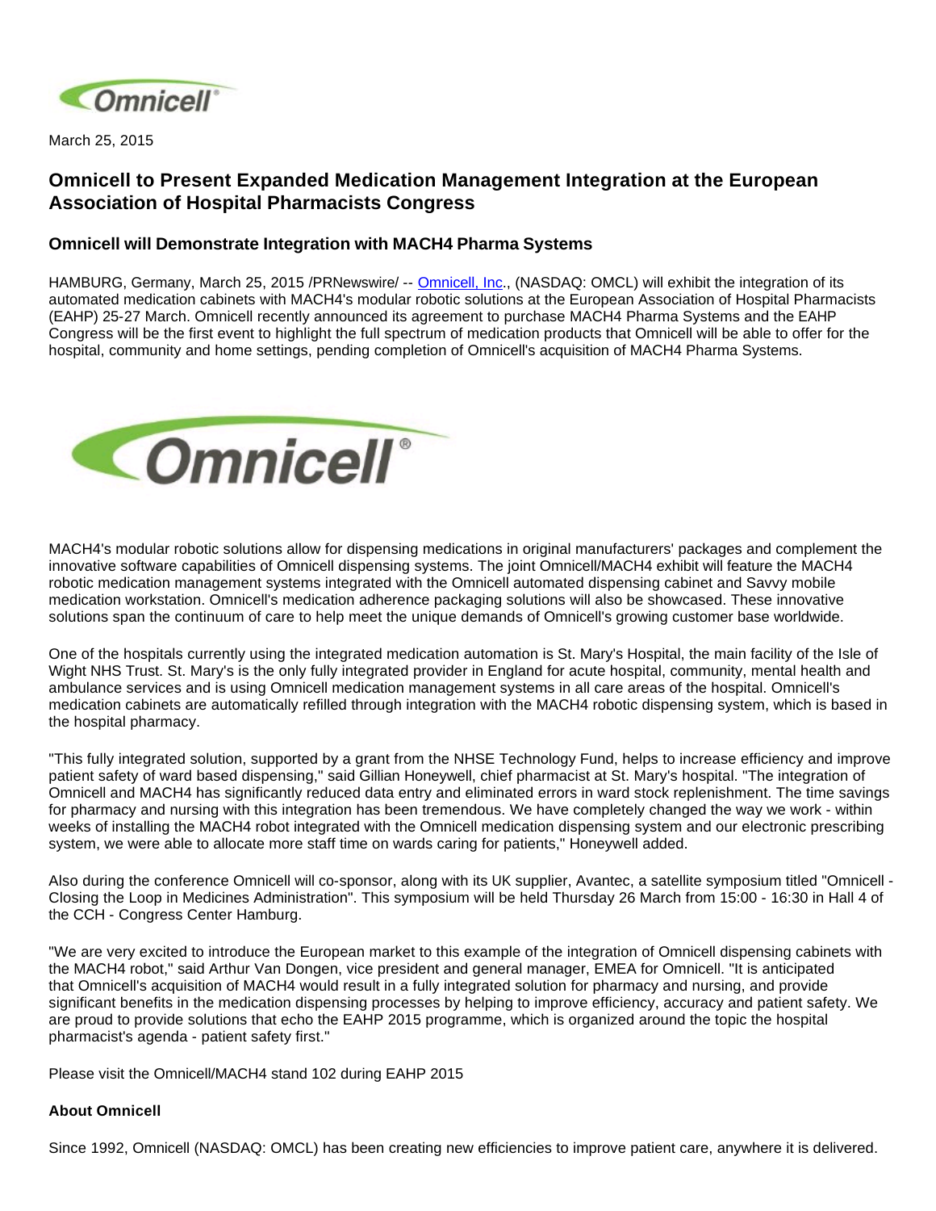March 25, 2015

# Omnicell to Present Expanded Medication Management Integration at the European Association of Hospital Pharmacists Congress

### Omnicell will Demonstrate Integration with MACH4 Pharma Systems

HAMBURG, Germany, March 25, 2015 /PRNewswire/ -- Omnicell, Inc., (NASDAQ: OMCL) will exhibit the integration of its automated medication cabinets with MACH4's modular robotic solutions at the European Association of Hospital Pharmacists (EAHP) 25-27 March. Omnicell recently announced its agreement to purchase MACH4 Pharma Systems and the EAHP Congress will be the first event to highlight the full spectrum of medication products that Omnicell will be able to offer for the hospital, community and home settings, pending completion of Omnicell's acquisition of MACH4 Pharma Systems.

MACH4's modular robotic solutions allow for dispensing medications in original manufacturers' packages and complement the innovative software capabilities of Omnicell dispensing systems. The joint Omnicell/MACH4 exhibit will feature the MACH4 robotic medication management systems integrated with the Omnicell automated dispensing cabinet and Savvy mobile medication workstation. Omnicell's medication adherence packaging solutions will also be showcased. These innovative solutions span the continuum of care to help meet the unique demands of Omnicell's growing customer base worldwide.

One of the hospitals currently using the integrated medication automation is St. Mary's Hospital, the main facility of the Isle of Wight NHS Trust. St. Mary's is the only fully integrated provider in England for acute hospital, community, mental health and ambulance services and is using Omnicell medication management systems in all care areas of the hospital. Omnicell's medication cabinets are automatically refilled through integration with the MACH4 robotic dispensing system, which is based in the hospital pharmacy.

"This fully integrated solution, supported by a grant from the NHSE Technology Fund, helps to increase efficiency and improve patient safety of ward based dispensing," said Gillian Honeywell, chief pharmacist at St. Mary's hospital. "The integration of Omnicell and MACH4 has significantly reduced data entry and eliminated errors in ward stock replenishment. The time savings for pharmacy and nursing with this integration has been tremendous. We have completely changed the way we work - within weeks of installing the MACH4 robot integrated with the Omnicell medication dispensing system and our electronic prescribing system, we were able to allocate more staff time on wards caring for patients," Honeywell added.

Also during the conference Omnicell will co-sponsor, along with its UK supplier, Avantec, a satellite symposium titled "Omnicell - Closing the Loop in Medicines Administration". This symposium will be held Thursday 26 March from 15:00 - 16:30 in Hall 4 of the CCH - Congress Center Hamburg.

"We are very excited to introduce the European market to this example of the integration of Omnicell dispensing cabinets with the MACH4 robot," said Arthur Van Dongen, vice president and general manager, EMEA for Omnicell. "It is anticipated that Omnicell's acquisition of MACH4 would result in a fully integrated solution for pharmacy and nursing, and provide significant benefits in the medication dispensing processes by helping to improve efficiency, accuracy and patient safety. We are proud to provide solutions that echo the EAHP 2015 programme, which is organized around the topic the hospital pharmacist's agenda - patient safety first."

Please visit the Omnicell/MACH4 stand 102 during EAHP 2015

**About Omnicell**

Since 1992, Omnicell (NASDAQ: OMCL) has been creating new efficiencies to improve patient care, anywhere it is delivered.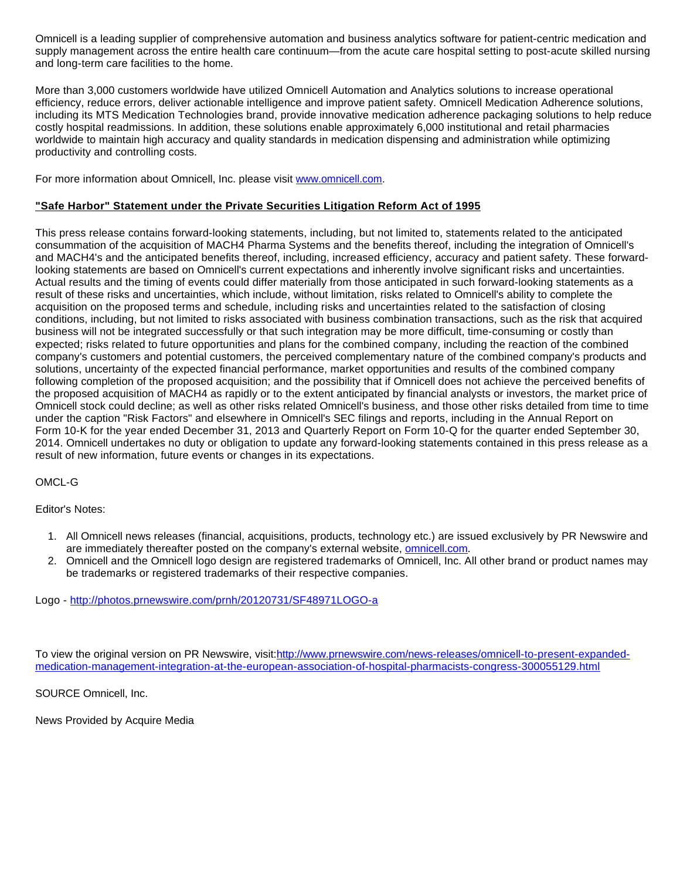Omnicell is a leading supplier of comprehensive automation and business analytics software for patient-centric medication and supply management across the entire health care continuum—from the acute care hospital setting to post-acute skilled nursing and long-term care facilities to the home.

More than 3,000 customers worldwide have utilized Omnicell Automation and Analytics solutions to increase operational efficiency, reduce errors, deliver actionable intelligence and improve patient safety. Omnicell Medication Adherence solutions, including its MTS Medication Technologies brand, provide innovative medication adherence packaging solutions to help reduce costly hospital readmissions. In addition, these solutions enable approximately 6,000 institutional and retail pharmacies worldwide to maintain high accuracy and quality standards in medication dispensing and administration while optimizing productivity and controlling costs.

For more information about Omnicell, Inc. please visit [www.omnicell.com](http://www.omnicell.com).

**"Safe Harbor" Statement under the Private Securities Litigation Reform Act of 1995**

This press release contains forward-looking statements, including, but not limited to, statements related to the anticipated consummation of the acquisition of MACH4 Pharma Systems and the benefits thereof, including the integration of Omnicell's and MACH4's and the anticipated benefits thereof, including, increased efficiency, accuracy and patient safety. These forward-looking statements are based on Omnicell's current expectations and inherently involve significant risks and uncertainties. Actual results and the timing of events could differ materially from those anticipated in such forward-looking statements as a result of these risks and uncertainties, which include, without limitation, risks related to Omnicell's ability to complete the acquisition on the proposed terms and schedule, including risks and uncertainties related to the satisfaction of closing conditions, including, but not limited to risks associated with business combination transactions, such as the risk that acquired business will not be integrated successfully or that such integration may be more difficult, time-consuming or costly than expected; risks related to future opportunities and plans for the combined company, including the reaction of the combined company's customers and potential customers, the perceived complementary nature of the combined company's products and solutions, uncertainty of the expected financial performance, market opportunities and results of the combined company following completion of the proposed acquisition; and the possibility that if Omnicell does not achieve the perceived benefits of the proposed acquisition of MACH4 as rapidly or to the extent anticipated by financial analysts or investors, the market price of Omnicell stock could decline; as well as other risks related Omnicell's business, and those other risks detailed from time to time under the caption "Risk Factors" and elsewhere in Omnicell's SEC filings and reports, including in the Annual Report on Form 10-K for the year ended December 31, 2013 and Quarterly Report on Form 10-Q for the quarter ended September 30, 2014. Omnicell undertakes no duty or obligation to update any forward-looking statements contained in this press release as a result of new information, future events or changes in its expectations.

OMCL-G

Editor's Notes:

1. All Omnicell news releases (financial, acquisitions, products, technology etc.) are issued exclusively by PR Newswire and are immediately thereafter posted on the company's external website, [omnicell.com](http://omnicell.com).
2. Omnicell and the Omnicell logo design are registered trademarks of Omnicell, Inc. All other brand or product names may be trademarks or registered trademarks of their respective companies.

Logo - [http://photos.prnewswire.com/prnh/20120731/SF48971LOGO-a](http://photos.prnewswire.com/prnh/20120731/SF48971LOGO-a)

To view the original version on PR Newswire, visit:[http://www.prnewswire.com/news-releases/omnicell-to-present-expanded-medication-management-integration-at-the-european-association-of-hospital-pharmacists-congress-300055129.html](http://www.prnewswire.com/news-releases/omnicell-to-present-expanded-medication-management-integration-at-the-european-association-of-hospital-pharmacists-congress-300055129.html)

SOURCE Omnicell, Inc.

News Provided by Acquire Media